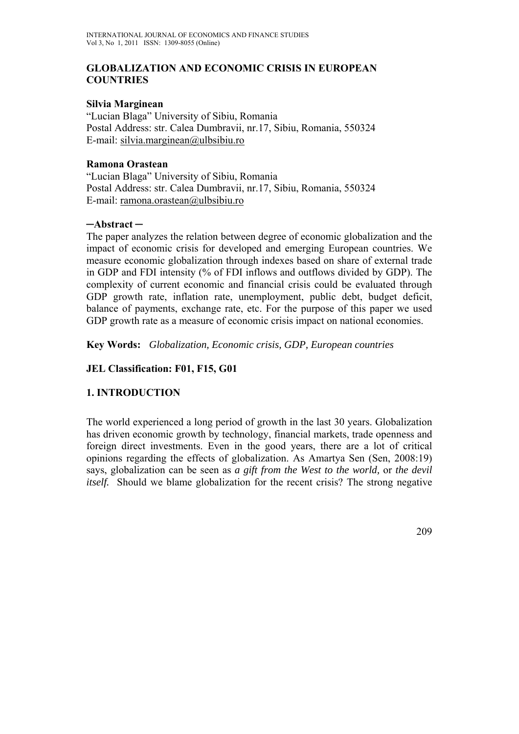# GLOBALIZATION AND ECONOMIC CRISIS IN EUROPEAN COUNTRIES

**Silvia Marginean**
"Lucian Blaga" University of Sibiu, Romania
Postal Address: str. Calea Dumbravii, nr.17, Sibiu, Romania, 550324
E-mail: silvia.marginean@ulbsibiu.ro

**Ramona Orastean**
"Lucian Blaga" University of Sibiu, Romania
Postal Address: str. Calea Dumbravii, nr.17, Sibiu, Romania, 550324
E-mail: ramona.orastean@ulbsibiu.ro

**─Abstract ─**

The paper analyzes the relation between degree of economic globalization and the impact of economic crisis for developed and emerging European countries. We measure economic globalization through indexes based on share of external trade in GDP and FDI intensity (% of FDI inflows and outflows divided by GDP). The complexity of current economic and financial crisis could be evaluated through GDP growth rate, inflation rate, unemployment, public debt, budget deficit, balance of payments, exchange rate, etc. For the purpose of this paper we used GDP growth rate as a measure of economic crisis impact on national economies.

**Key Words:** *Globalization, Economic crisis, GDP, European countries*

**JEL Classification: F01, F15, G01**

## 1. INTRODUCTION

The world experienced a long period of growth in the last 30 years. Globalization has driven economic growth by technology, financial markets, trade openness and foreign direct investments. Even in the good years, there are a lot of critical opinions regarding the effects of globalization. As Amartya Sen (Sen, 2008:19) says, globalization can be seen as *a gift from the West to the world,* or *the devil itself.* Should we blame globalization for the recent crisis? The strong negative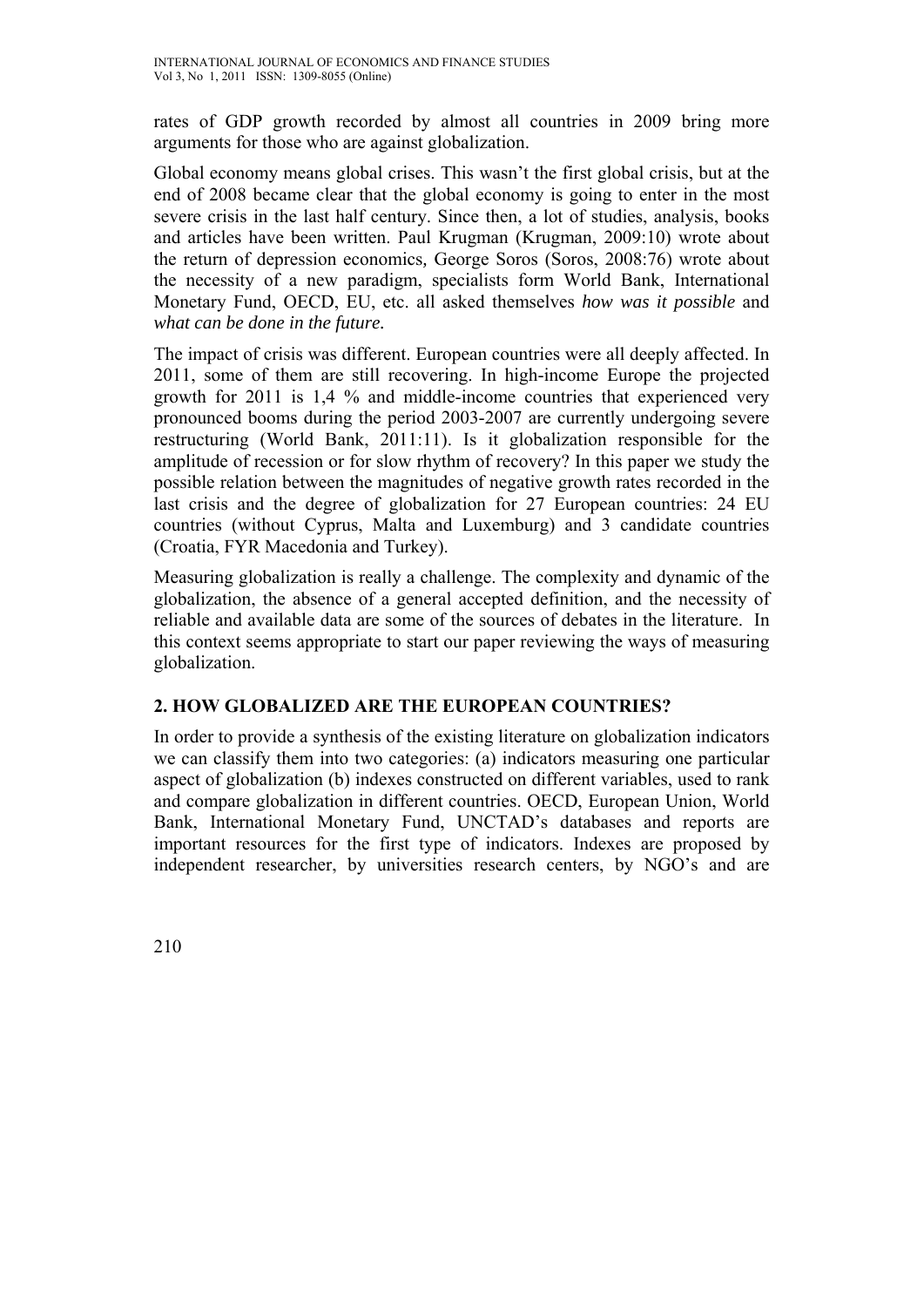rates of GDP growth recorded by almost all countries in 2009 bring more arguments for those who are against globalization.

Global economy means global crises. This wasn't the first global crisis, but at the end of 2008 became clear that the global economy is going to enter in the most severe crisis in the last half century. Since then, a lot of studies, analysis, books and articles have been written. Paul Krugman (Krugman, 2009:10) wrote about the return of depression economics, George Soros (Soros, 2008:76) wrote about the necessity of a new paradigm, specialists form World Bank, International Monetary Fund, OECD, EU, etc. all asked themselves *how was it possible* and *what can be done in the future.*

The impact of crisis was different. European countries were all deeply affected. In 2011, some of them are still recovering. In high-income Europe the projected growth for 2011 is 1,4 % and middle-income countries that experienced very pronounced booms during the period 2003-2007 are currently undergoing severe restructuring (World Bank, 2011:11). Is it globalization responsible for the amplitude of recession or for slow rhythm of recovery? In this paper we study the possible relation between the magnitudes of negative growth rates recorded in the last crisis and the degree of globalization for 27 European countries: 24 EU countries (without Cyprus, Malta and Luxemburg) and 3 candidate countries (Croatia, FYR Macedonia and Turkey).

Measuring globalization is really a challenge. The complexity and dynamic of the globalization, the absence of a general accepted definition, and the necessity of reliable and available data are some of the sources of debates in the literature. In this context seems appropriate to start our paper reviewing the ways of measuring globalization.

## 2. HOW GLOBALIZED ARE THE EUROPEAN COUNTRIES?

In order to provide a synthesis of the existing literature on globalization indicators we can classify them into two categories: (a) indicators measuring one particular aspect of globalization (b) indexes constructed on different variables, used to rank and compare globalization in different countries. OECD, European Union, World Bank, International Monetary Fund, UNCTAD's databases and reports are important resources for the first type of indicators. Indexes are proposed by independent researcher, by universities research centers, by NGO's and are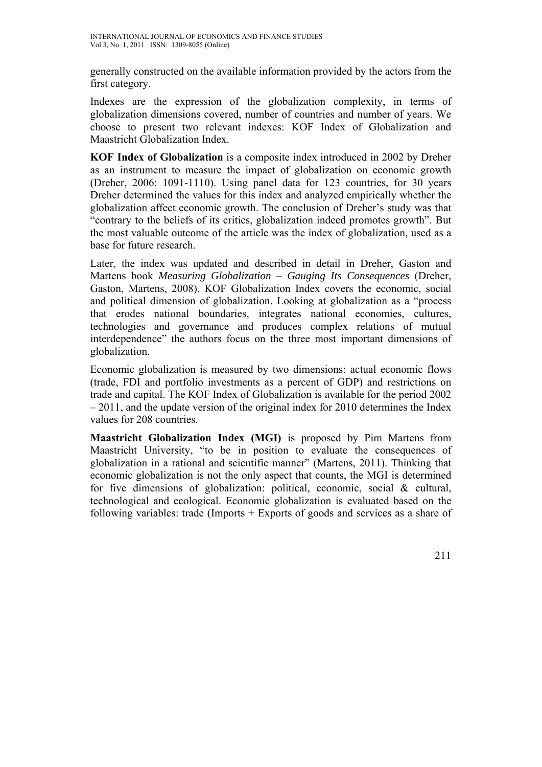generally constructed on the available information provided by the actors from the first category.

Indexes are the expression of the globalization complexity, in terms of globalization dimensions covered, number of countries and number of years. We choose to present two relevant indexes: KOF Index of Globalization and Maastricht Globalization Index.

**KOF Index of Globalization** is a composite index introduced in 2002 by Dreher as an instrument to measure the impact of globalization on economic growth (Dreher, 2006: 1091-1110). Using panel data for 123 countries, for 30 years Dreher determined the values for this index and analyzed empirically whether the globalization affect economic growth. The conclusion of Dreher's study was that "contrary to the beliefs of its critics, globalization indeed promotes growth". But the most valuable outcome of the article was the index of globalization, used as a base for future research.

Later, the index was updated and described in detail in Dreher, Gaston and Martens book *Measuring Globalization – Gauging Its Consequences* (Dreher, Gaston, Martens, 2008). KOF Globalization Index covers the economic, social and political dimension of globalization. Looking at globalization as a "process that erodes national boundaries, integrates national economies, cultures, technologies and governance and produces complex relations of mutual interdependence" the authors focus on the three most important dimensions of globalization.

Economic globalization is measured by two dimensions: actual economic flows (trade, FDI and portfolio investments as a percent of GDP) and restrictions on trade and capital. The KOF Index of Globalization is available for the period 2002 – 2011, and the update version of the original index for 2010 determines the Index values for 208 countries.

**Maastricht Globalization Index (MGI)** is proposed by Pim Martens from Maastricht University, "to be in position to evaluate the consequences of globalization in a rational and scientific manner" (Martens, 2011). Thinking that economic globalization is not the only aspect that counts, the MGI is determined for five dimensions of globalization: political, economic, social & cultural, technological and ecological. Economic globalization is evaluated based on the following variables: trade (Imports + Exports of goods and services as a share of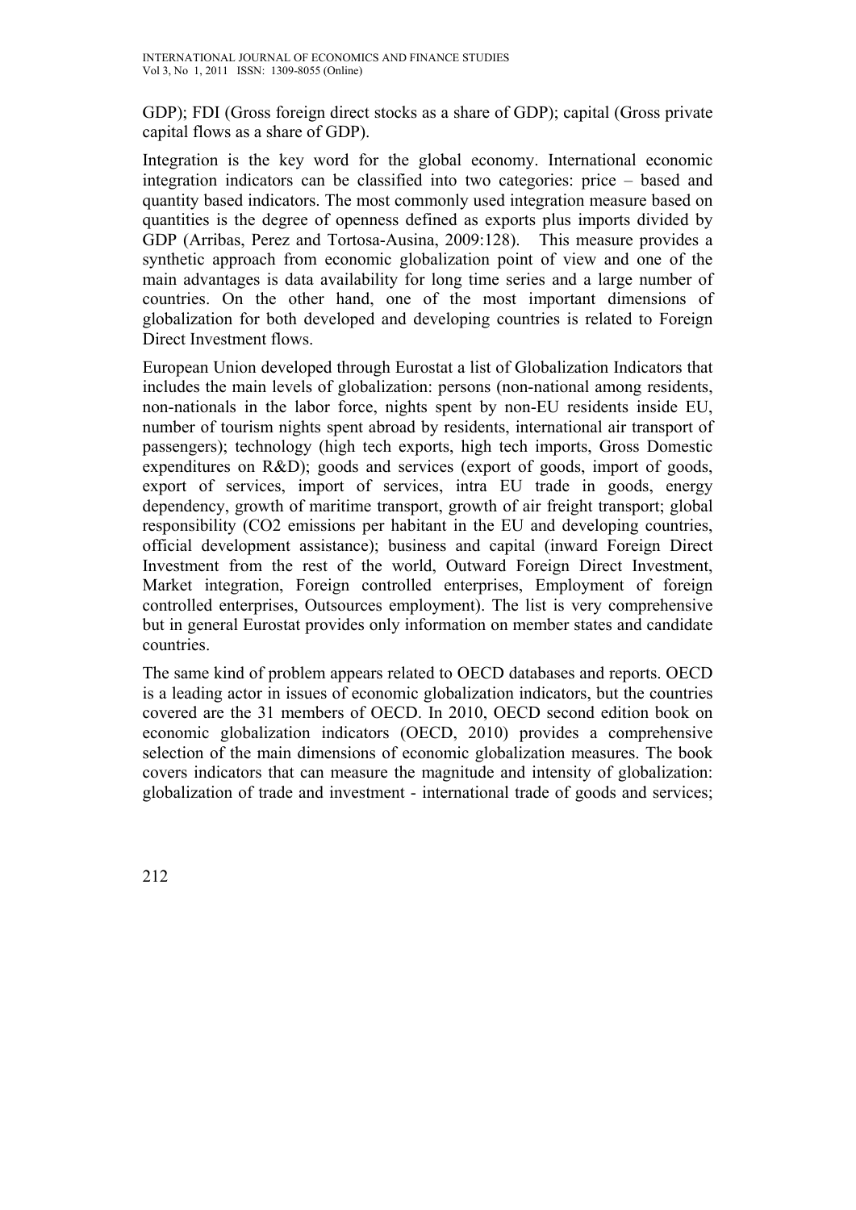GDP); FDI (Gross foreign direct stocks as a share of GDP); capital (Gross private capital flows as a share of GDP).

Integration is the key word for the global economy. International economic integration indicators can be classified into two categories: price – based and quantity based indicators. The most commonly used integration measure based on quantities is the degree of openness defined as exports plus imports divided by GDP (Arribas, Perez and Tortosa-Ausina, 2009:128). This measure provides a synthetic approach from economic globalization point of view and one of the main advantages is data availability for long time series and a large number of countries. On the other hand, one of the most important dimensions of globalization for both developed and developing countries is related to Foreign Direct Investment flows.

European Union developed through Eurostat a list of Globalization Indicators that includes the main levels of globalization: persons (non-national among residents, non-nationals in the labor force, nights spent by non-EU residents inside EU, number of tourism nights spent abroad by residents, international air transport of passengers); technology (high tech exports, high tech imports, Gross Domestic expenditures on R&D); goods and services (export of goods, import of goods, export of services, import of services, intra EU trade in goods, energy dependency, growth of maritime transport, growth of air freight transport; global responsibility ($CO_2$ emissions per habitant in the EU and developing countries, official development assistance); business and capital (inward Foreign Direct Investment from the rest of the world, Outward Foreign Direct Investment, Market integration, Foreign controlled enterprises, Employment of foreign controlled enterprises, Outsources employment). The list is very comprehensive but in general Eurostat provides only information on member states and candidate countries.

The same kind of problem appears related to OECD databases and reports. OECD is a leading actor in issues of economic globalization indicators, but the countries covered are the 31 members of OECD. In 2010, OECD second edition book on economic globalization indicators (OECD, 2010) provides a comprehensive selection of the main dimensions of economic globalization measures. The book covers indicators that can measure the magnitude and intensity of globalization: globalization of trade and investment - international trade of goods and services;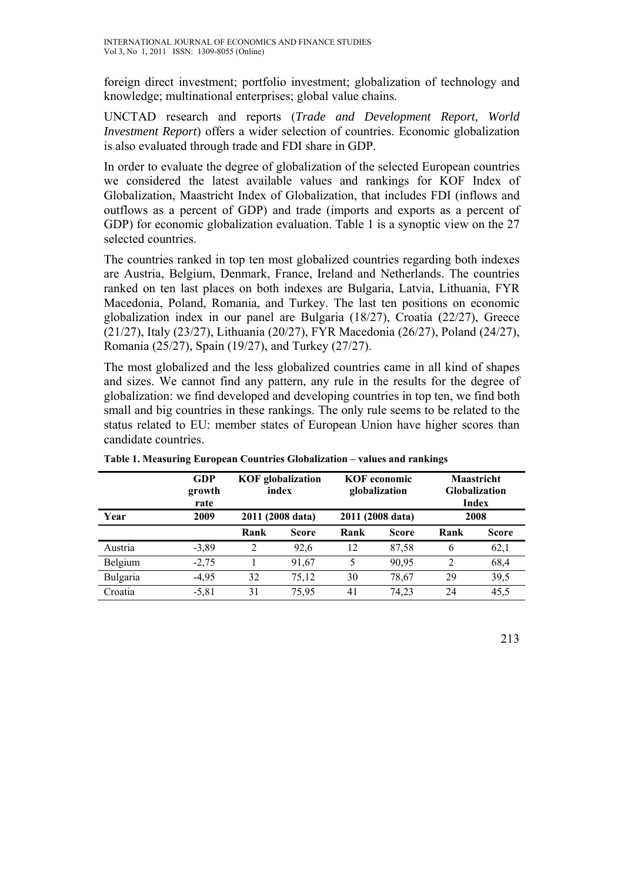foreign direct investment; portfolio investment; globalization of technology and knowledge; multinational enterprises; global value chains.

UNCTAD research and reports (*Trade and Development Report, World Investment Report*) offers a wider selection of countries. Economic globalization is also evaluated through trade and FDI share in GDP.

In order to evaluate the degree of globalization of the selected European countries we considered the latest available values and rankings for KOF Index of Globalization, Maastricht Index of Globalization, that includes FDI (inflows and outflows as a percent of GDP) and trade (imports and exports as a percent of GDP) for economic globalization evaluation. Table 1 is a synoptic view on the 27 selected countries.

The countries ranked in top ten most globalized countries regarding both indexes are Austria, Belgium, Denmark, France, Ireland and Netherlands. The countries ranked on ten last places on both indexes are Bulgaria, Latvia, Lithuania, FYR Macedonia, Poland, Romania, and Turkey. The last ten positions on economic globalization index in our panel are Bulgaria (18/27), Croatia (22/27), Greece (21/27), Italy (23/27), Lithuania (20/27), FYR Macedonia (26/27), Poland (24/27), Romania (25/27), Spain (19/27), and Turkey (27/27).

The most globalized and the less globalized countries came in all kind of shapes and sizes. We cannot find any pattern, any rule in the results for the degree of globalization: we find developed and developing countries in top ten, we find both small and big countries in these rankings. The only rule seems to be related to the status related to EU: member states of European Union have higher scores than candidate countries.

**Table 1. Measuring European Countries Globalization – values and rankings**

| | GDP growth rate | KOF globalization index | | KOF economic globalization | | Maastricht Globalization Index | |
|---|---|---|---|---|---|---|---|
| Year | 2009 | 2011 (2008 data) | | 2011 (2008 data) | | 2008 | |
| | | Rank | Score | Rank | Score | Rank | Score |
| Austria | -3,89 | 2 | 92,6 | 12 | 87,58 | 6 | 62,1 |
| Belgium | -2,75 | 1 | 91,67 | 5 | 90,95 | 2 | 68,4 |
| Bulgaria | -4,95 | 32 | 75,12 | 30 | 78,67 | 29 | 39,5 |
| Croatia | -5,81 | 31 | 75,95 | 41 | 74,23 | 24 | 45,5 |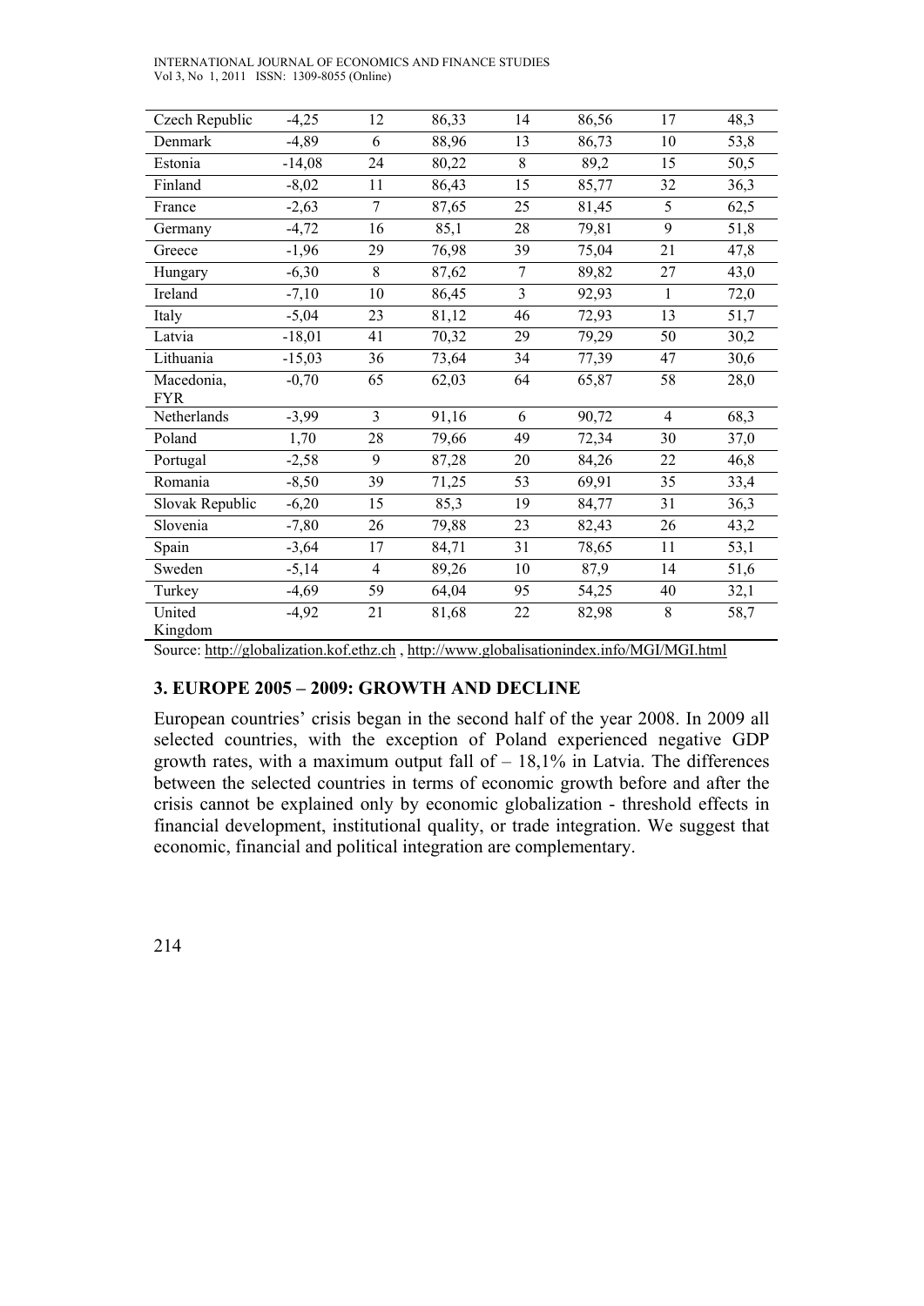| Czech Republic | -4,25 | 12 | 86,33 | 14 | 86,56 | 17 | 48,3 |
|---|---|---|---|---|---|---|---|
| Denmark | -4,89 | 6 | 88,96 | 13 | 86,73 | 10 | 53,8 |
| Estonia | -14,08 | 24 | 80,22 | 8 | 89,2 | 15 | 50,5 |
| Finland | -8,02 | 11 | 86,43 | 15 | 85,77 | 32 | 36,3 |
| France | -2,63 | 7 | 87,65 | 25 | 81,45 | 5 | 62,5 |
| Germany | -4,72 | 16 | 85,1 | 28 | 79,81 | 9 | 51,8 |
| Greece | -1,96 | 29 | 76,98 | 39 | 75,04 | 21 | 47,8 |
| Hungary | -6,30 | 8 | 87,62 | 7 | 89,82 | 27 | 43,0 |
| Ireland | -7,10 | 10 | 86,45 | 3 | 92,93 | 1 | 72,0 |
| Italy | -5,04 | 23 | 81,12 | 46 | 72,93 | 13 | 51,7 |
| Latvia | -18,01 | 41 | 70,32 | 29 | 79,29 | 50 | 30,2 |
| Lithuania | -15,03 | 36 | 73,64 | 34 | 77,39 | 47 | 30,6 |
| Macedonia, FYR | -0,70 | 65 | 62,03 | 64 | 65,87 | 58 | 28,0 |
| Netherlands | -3,99 | 3 | 91,16 | 6 | 90,72 | 4 | 68,3 |
| Poland | 1,70 | 28 | 79,66 | 49 | 72,34 | 30 | 37,0 |
| Portugal | -2,58 | 9 | 87,28 | 20 | 84,26 | 22 | 46,8 |
| Romania | -8,50 | 39 | 71,25 | 53 | 69,91 | 35 | 33,4 |
| Slovak Republic | -6,20 | 15 | 85,3 | 19 | 84,77 | 31 | 36,3 |
| Slovenia | -7,80 | 26 | 79,88 | 23 | 82,43 | 26 | 43,2 |
| Spain | -3,64 | 17 | 84,71 | 31 | 78,65 | 11 | 53,1 |
| Sweden | -5,14 | 4 | 89,26 | 10 | 87,9 | 14 | 51,6 |
| Turkey | -4,69 | 59 | 64,04 | 95 | 54,25 | 40 | 32,1 |
| United Kingdom | -4,92 | 21 | 81,68 | 22 | 82,98 | 8 | 58,7 |

Source: http://globalization.kof.ethz.ch , http://www.globalisationindex.info/MGI/MGI.html

## 3. EUROPE 2005 – 2009: GROWTH AND DECLINE

European countries' crisis began in the second half of the year 2008. In 2009 all selected countries, with the exception of Poland experienced negative GDP growth rates, with a maximum output fall of – 18,1% in Latvia. The differences between the selected countries in terms of economic growth before and after the crisis cannot be explained only by economic globalization - threshold effects in financial development, institutional quality, or trade integration. We suggest that economic, financial and political integration are complementary.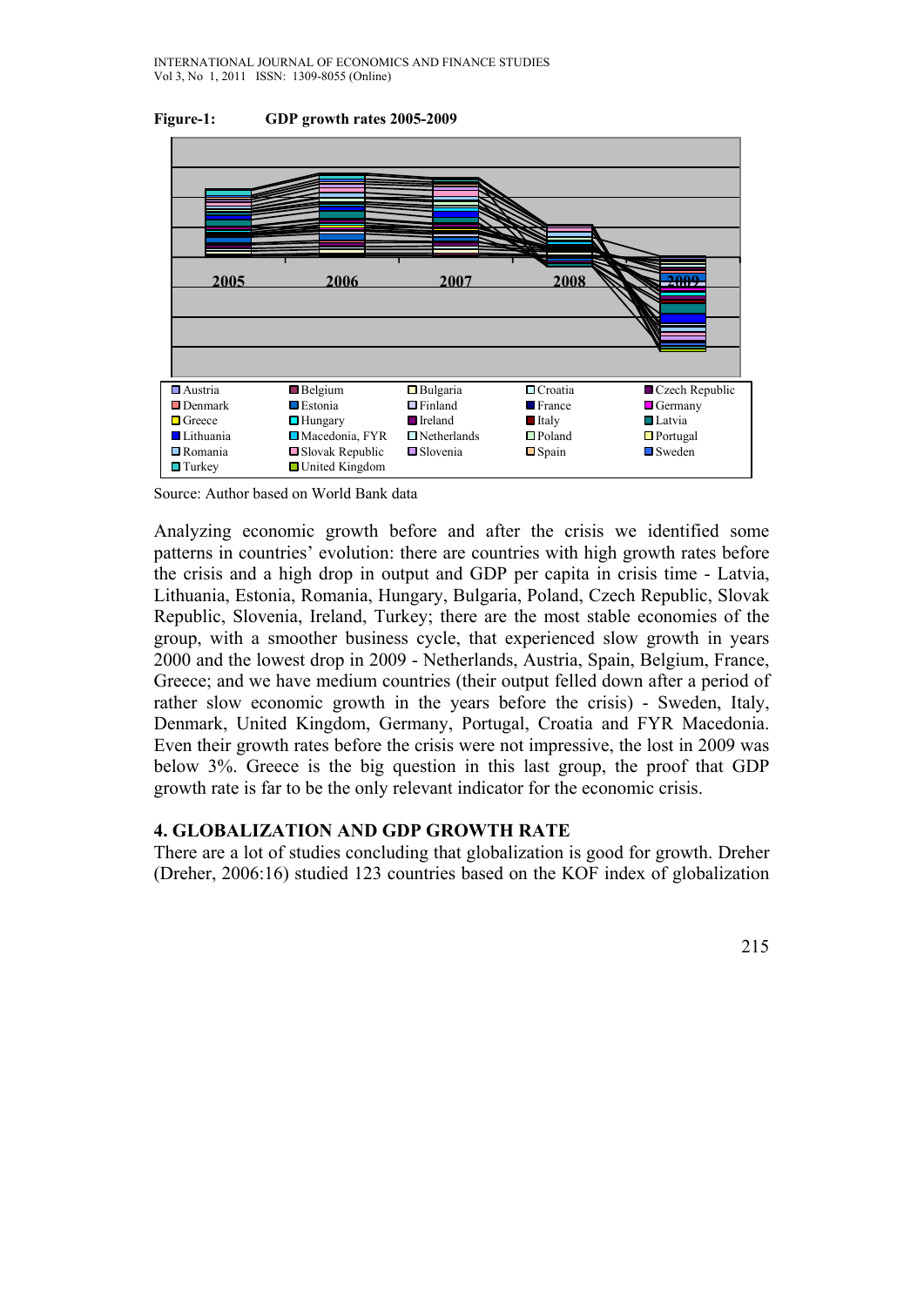**Figure-1: GDP growth rates 2005-2009**

Source: Author based on World Bank data

Analyzing economic growth before and after the crisis we identified some patterns in countries' evolution: there are countries with high growth rates before the crisis and a high drop in output and GDP per capita in crisis time - Latvia, Lithuania, Estonia, Romania, Hungary, Bulgaria, Poland, Czech Republic, Slovak Republic, Slovenia, Ireland, Turkey; there are the most stable economies of the group, with a smoother business cycle, that experienced slow growth in years 2000 and the lowest drop in 2009 - Netherlands, Austria, Spain, Belgium, France, Greece; and we have medium countries (their output felled down after a period of rather slow economic growth in the years before the crisis) - Sweden, Italy, Denmark, United Kingdom, Germany, Portugal, Croatia and FYR Macedonia. Even their growth rates before the crisis were not impressive, the lost in 2009 was below 3%. Greece is the big question in this last group, the proof that GDP growth rate is far to be the only relevant indicator for the economic crisis.

## 4. GLOBALIZATION AND GDP GROWTH RATE

There are a lot of studies concluding that globalization is good for growth. Dreher (Dreher, 2006:16) studied 123 countries based on the KOF index of globalization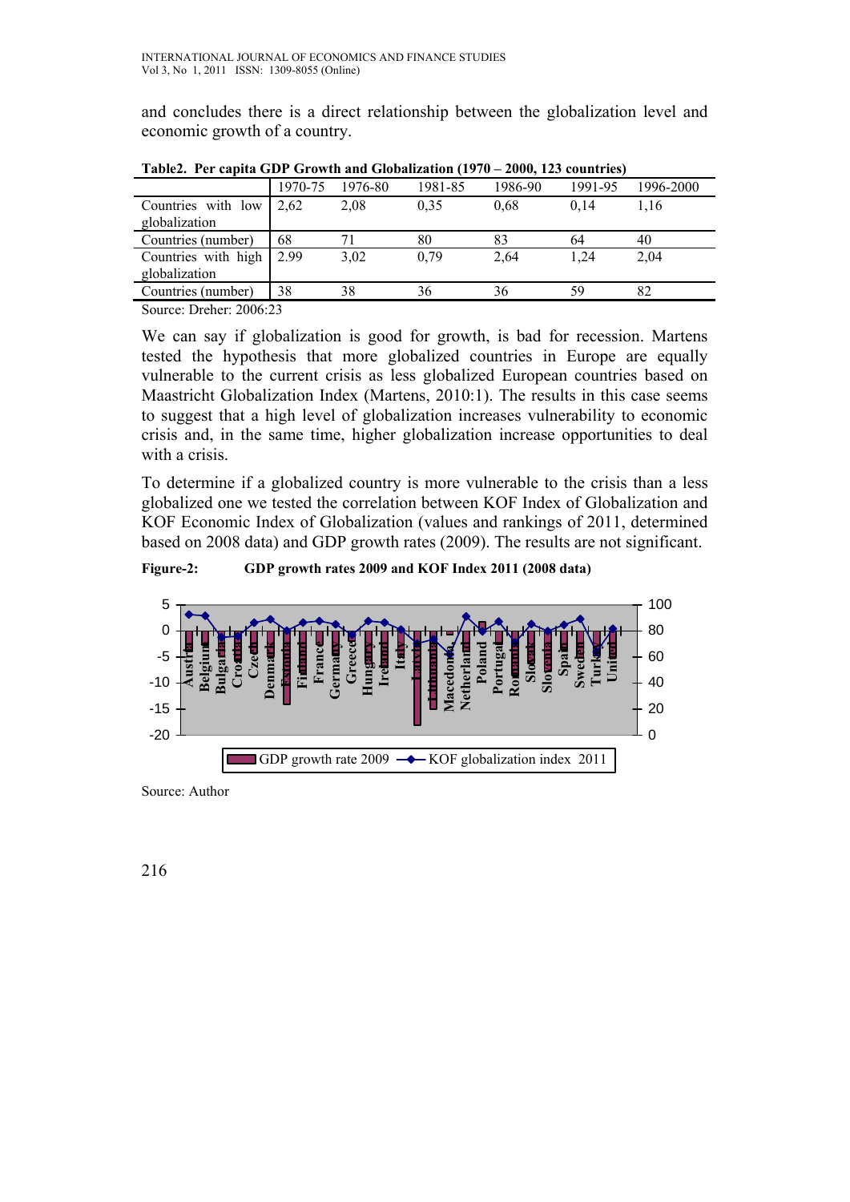and concludes there is a direct relationship between the globalization level and economic growth of a country.

**Table2. Per capita GDP Growth and Globalization (1970 – 2000, 123 countries)**

| | 1970-75 | 1976-80 | 1981-85 | 1986-90 | 1991-95 | 1996-2000 |
|---|---|---|---|---|---|---|
| Countries with low globalization | 2,62 | 2,08 | 0,35 | 0,68 | 0,14 | 1,16 |
| Countries (number) | 68 | 71 | 80 | 83 | 64 | 40 |
| Countries with high globalization | 2.99 | 3,02 | 0,79 | 2,64 | 1,24 | 2,04 |
| Countries (number) | 38 | 38 | 36 | 36 | 59 | 82 |

Source: Dreher: 2006:23

We can say if globalization is good for growth, is bad for recession. Martens tested the hypothesis that more globalized countries in Europe are equally vulnerable to the current crisis as less globalized European countries based on Maastricht Globalization Index (Martens, 2010:1). The results in this case seems to suggest that a high level of globalization increases vulnerability to economic crisis and, in the same time, higher globalization increase opportunities to deal with a crisis.

To determine if a globalized country is more vulnerable to the crisis than a less globalized one we tested the correlation between KOF Index of Globalization and KOF Economic Index of Globalization (values and rankings of 2011, determined based on 2008 data) and GDP growth rates (2009). The results are not significant.

**Figure-2: GDP growth rates 2009 and KOF Index 2011 (2008 data)**

Source: Author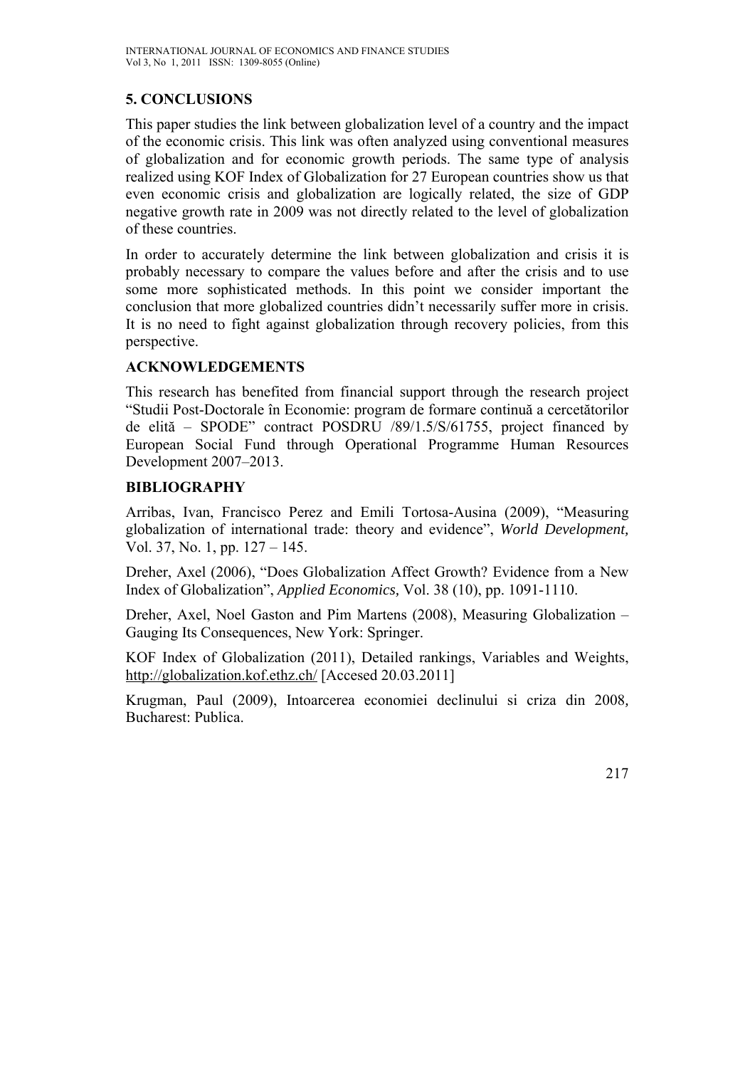## 5. CONCLUSIONS

This paper studies the link between globalization level of a country and the impact of the economic crisis. This link was often analyzed using conventional measures of globalization and for economic growth periods. The same type of analysis realized using KOF Index of Globalization for 27 European countries show us that even economic crisis and globalization are logically related, the size of GDP negative growth rate in 2009 was not directly related to the level of globalization of these countries.

In order to accurately determine the link between globalization and crisis it is probably necessary to compare the values before and after the crisis and to use some more sophisticated methods. In this point we consider important the conclusion that more globalized countries didn't necessarily suffer more in crisis. It is no need to fight against globalization through recovery policies, from this perspective.

## ACKNOWLEDGEMENTS

This research has benefited from financial support through the research project "Studii Post-Doctorale în Economie: program de formare continuă a cercetătorilor de elită – SPODE" contract POSDRU /89/1.5/S/61755, project financed by European Social Fund through Operational Programme Human Resources Development 2007–2013.

## BIBLIOGRAPHY

Arribas, Ivan, Francisco Perez and Emili Tortosa-Ausina (2009), "Measuring globalization of international trade: theory and evidence", *World Development,* Vol. 37, No. 1, pp. 127 – 145.

Dreher, Axel (2006), "Does Globalization Affect Growth? Evidence from a New Index of Globalization", *Applied Economics,* Vol. 38 (10), pp. 1091-1110.

Dreher, Axel, Noel Gaston and Pim Martens (2008), Measuring Globalization – Gauging Its Consequences, New York: Springer.

KOF Index of Globalization (2011), Detailed rankings, Variables and Weights, http://globalization.kof.ethz.ch/ [Accesed 20.03.2011]

Krugman, Paul (2009), Intoarcerea economiei declinului si criza din 2008*,* Bucharest: Publica.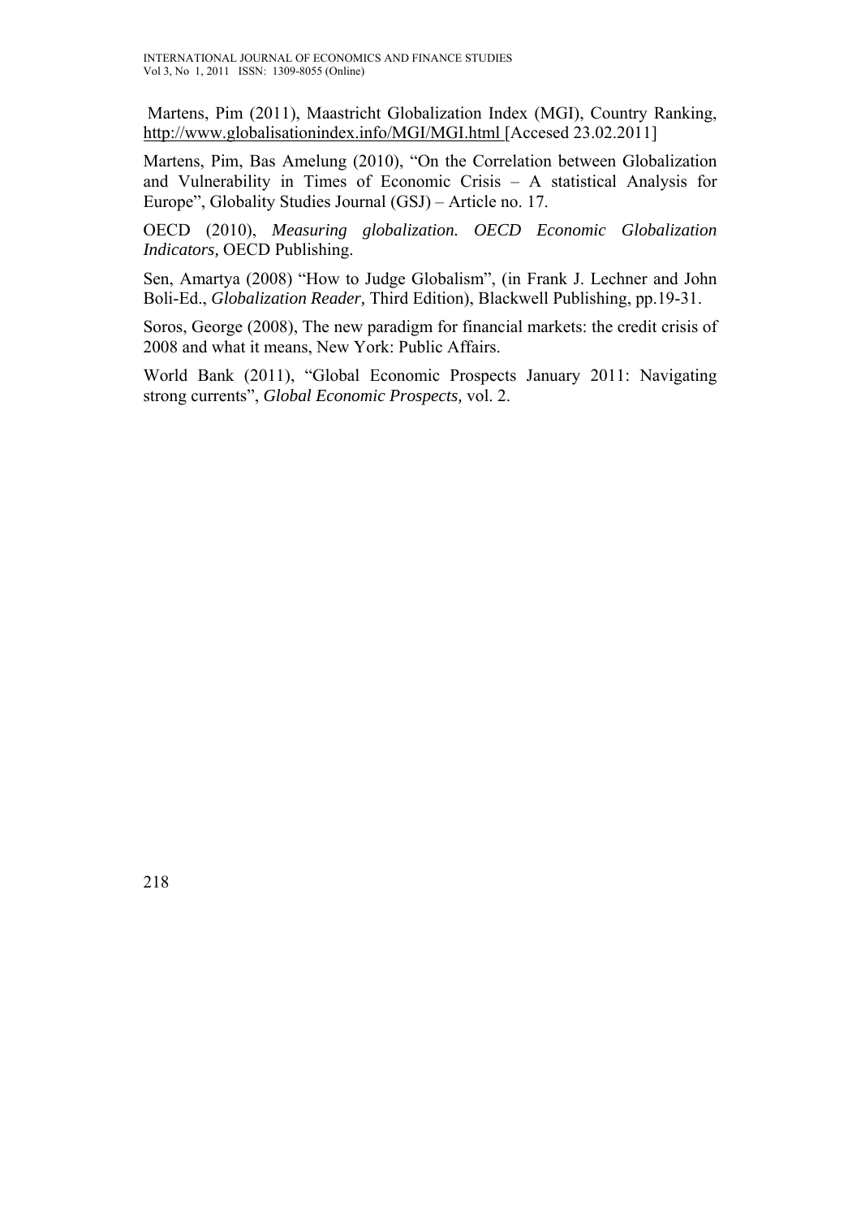Martens, Pim (2011), Maastricht Globalization Index (MGI), Country Ranking, http://www.globalisationindex.info/MGI/MGI.html [Accesed 23.02.2011]

Martens, Pim, Bas Amelung (2010), "On the Correlation between Globalization and Vulnerability in Times of Economic Crisis – A statistical Analysis for Europe", Globality Studies Journal (GSJ) – Article no. 17.

OECD (2010), *Measuring globalization. OECD Economic Globalization Indicators,* OECD Publishing.

Sen, Amartya (2008) "How to Judge Globalism", (in Frank J. Lechner and John Boli-Ed., *Globalization Reader,* Third Edition), Blackwell Publishing, pp.19-31.

Soros, George (2008), The new paradigm for financial markets: the credit crisis of 2008 and what it means, New York: Public Affairs.

World Bank (2011), "Global Economic Prospects January 2011: Navigating strong currents", *Global Economic Prospects,* vol. 2.